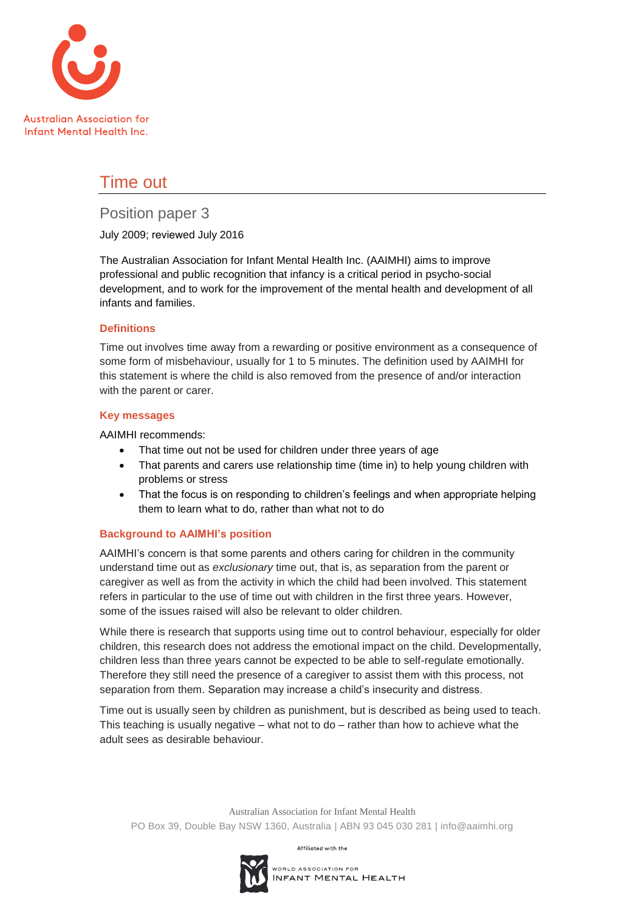Australian Association for Infant Mental Health Inc.

# Time out

## Position paper 3

July 2009; reviewed July 2016

The Australian Association for Infant Mental Health Inc. (AAIMHI) aims to improve professional and public recognition that infancy is a critical period in psycho-social development, and to work for the improvement of the mental health and development of all infants and families.

### Definitions

Time out involves time away from a rewarding or positive environment as a consequence of some form of misbehaviour, usually for 1 to 5 minutes. The definition used by AAIMHI for this statement is where the child is also removed from the presence of and/or interaction with the parent or carer.

### Key messages

AAIMHI recommends:

- That time out not be used for children under three years of age
- That parents and carers use relationship time (time in) to help young children with problems or stress
- That the focus is on responding to children's feelings and when appropriate helping them to learn what to do, rather than what not to do

### Background to AAIMHI's position

AAIMHI's concern is that some parents and others caring for children in the community understand time out as *exclusionary* time out, that is, as separation from the parent or caregiver as well as from the activity in which the child had been involved. This statement refers in particular to the use of time out with children in the first three years. However, some of the issues raised will also be relevant to older children.

While there is research that supports using time out to control behaviour, especially for older children, this research does not address the emotional impact on the child. Developmentally, children less than three years cannot be expected to be able to self-regulate emotionally. Therefore they still need the presence of a caregiver to assist them with this process, not separation from them. Separation may increase a child's insecurity and distress.

Time out is usually seen by children as punishment, but is described as being used to teach. This teaching is usually negative – what not to do – rather than how to achieve what the adult sees as desirable behaviour.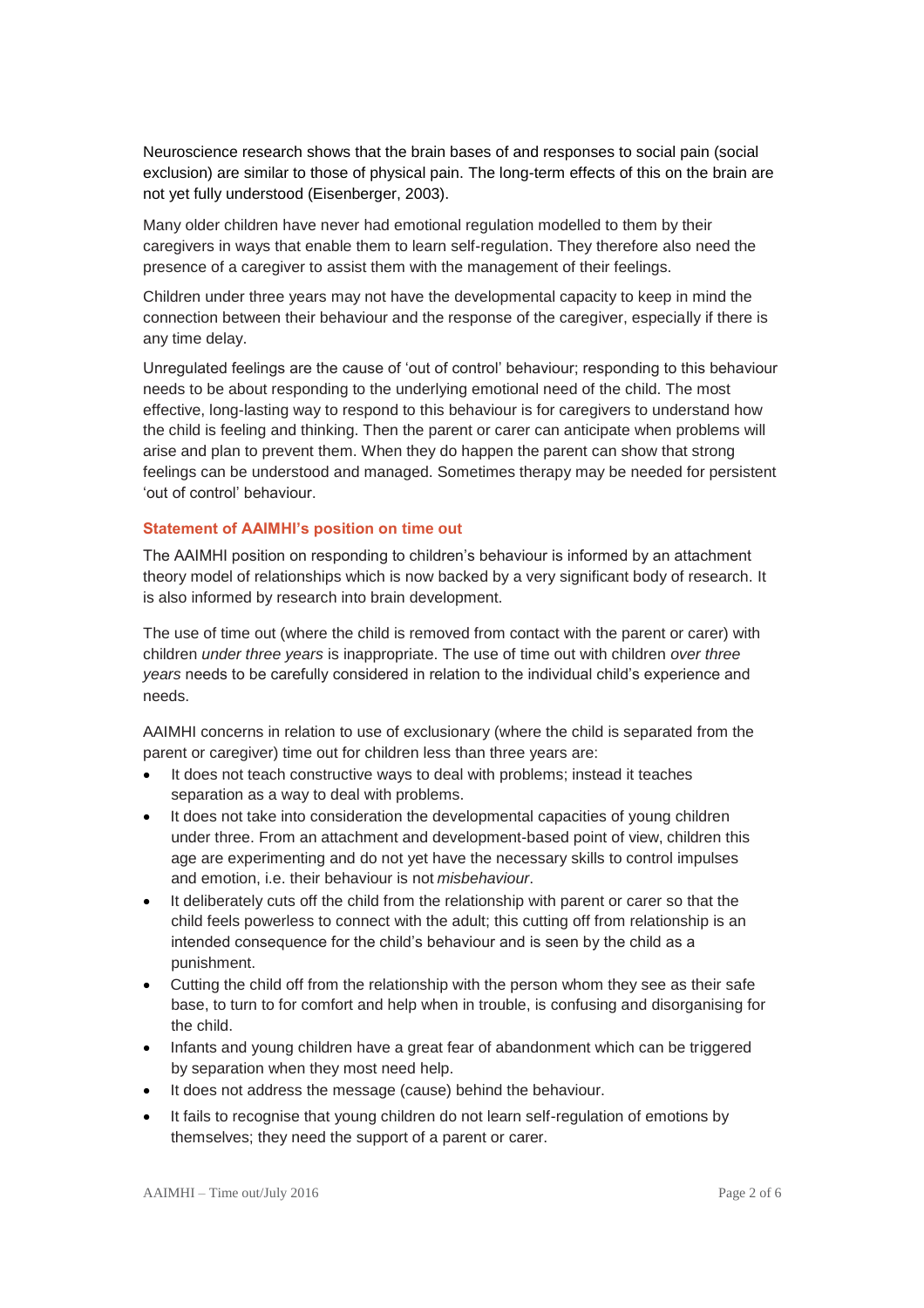Neuroscience research shows that the brain bases of and responses to social pain (social exclusion) are similar to those of physical pain. The long-term effects of this on the brain are not yet fully understood (Eisenberger, 2003).

Many older children have never had emotional regulation modelled to them by their caregivers in ways that enable them to learn self-regulation. They therefore also need the presence of a caregiver to assist them with the management of their feelings.

Children under three years may not have the developmental capacity to keep in mind the connection between their behaviour and the response of the caregiver, especially if there is any time delay.

Unregulated feelings are the cause of 'out of control' behaviour; responding to this behaviour needs to be about responding to the underlying emotional need of the child. The most effective, long-lasting way to respond to this behaviour is for caregivers to understand how the child is feeling and thinking. Then the parent or carer can anticipate when problems will arise and plan to prevent them. When they do happen the parent can show that strong feelings can be understood and managed. Sometimes therapy may be needed for persistent 'out of control' behaviour.

### Statement of AAIMHI's position on time out

The AAIMHI position on responding to children's behaviour is informed by an attachment theory model of relationships which is now backed by a very significant body of research. It is also informed by research into brain development.

The use of time out (where the child is removed from contact with the parent or carer) with children *under three years* is inappropriate. The use of time out with children *over three years* needs to be carefully considered in relation to the individual child's experience and needs.

AAIMHI concerns in relation to use of exclusionary (where the child is separated from the parent or caregiver) time out for children less than three years are:

- It does not teach constructive ways to deal with problems; instead it teaches separation as a way to deal with problems.
- It does not take into consideration the developmental capacities of young children under three. From an attachment and development-based point of view, children this age are experimenting and do not yet have the necessary skills to control impulses and emotion, i.e. their behaviour is not *misbehaviour*.
- It deliberately cuts off the child from the relationship with parent or carer so that the child feels powerless to connect with the adult; this cutting off from relationship is an intended consequence for the child's behaviour and is seen by the child as a punishment.
- Cutting the child off from the relationship with the person whom they see as their safe base, to turn to for comfort and help when in trouble, is confusing and disorganising for the child.
- Infants and young children have a great fear of abandonment which can be triggered by separation when they most need help.
- It does not address the message (cause) behind the behaviour.
- It fails to recognise that young children do not learn self-regulation of emotions by themselves; they need the support of a parent or carer.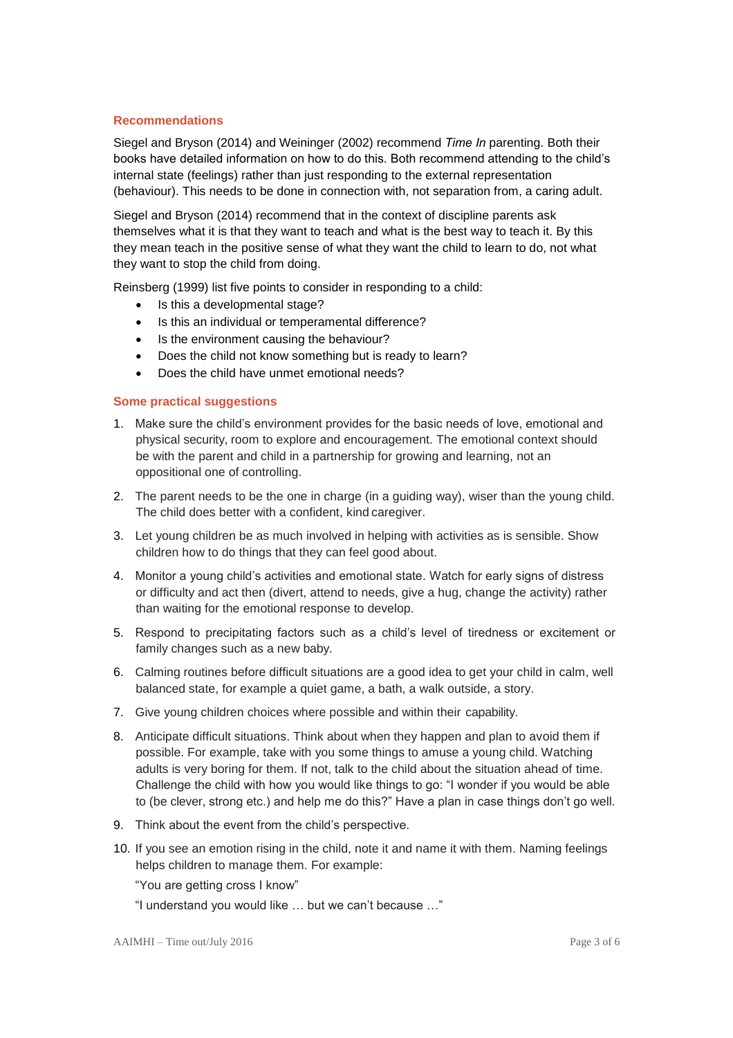## Recommendations

Siegel and Bryson (2014) and Weininger (2002) recommend *Time In* parenting. Both their books have detailed information on how to do this. Both recommend attending to the child's internal state (feelings) rather than just responding to the external representation (behaviour). This needs to be done in connection with, not separation from, a caring adult.

Siegel and Bryson (2014) recommend that in the context of discipline parents ask themselves what it is that they want to teach and what is the best way to teach it. By this they mean teach in the positive sense of what they want the child to learn to do, not what they want to stop the child from doing.

Reinsberg (1999) list five points to consider in responding to a child:

- Is this a developmental stage?
- Is this an individual or temperamental difference?
- Is the environment causing the behaviour?
- Does the child not know something but is ready to learn?
- Does the child have unmet emotional needs?

## Some practical suggestions

1. Make sure the child's environment provides for the basic needs of love, emotional and physical security, room to explore and encouragement. The emotional context should be with the parent and child in a partnership for growing and learning, not an oppositional one of controlling.
2. The parent needs to be the one in charge (in a guiding way), wiser than the young child. The child does better with a confident, kind caregiver.
3. Let young children be as much involved in helping with activities as is sensible. Show children how to do things that they can feel good about.
4. Monitor a young child's activities and emotional state. Watch for early signs of distress or difficulty and act then (divert, attend to needs, give a hug, change the activity) rather than waiting for the emotional response to develop.
5. Respond to precipitating factors such as a child's level of tiredness or excitement or family changes such as a new baby.
6. Calming routines before difficult situations are a good idea to get your child in calm, well balanced state, for example a quiet game, a bath, a walk outside, a story.
7. Give young children choices where possible and within their capability.
8. Anticipate difficult situations. Think about when they happen and plan to avoid them if possible. For example, take with you some things to amuse a young child. Watching adults is very boring for them. If not, talk to the child about the situation ahead of time. Challenge the child with how you would like things to go: "I wonder if you would be able to (be clever, strong etc.) and help me do this?" Have a plan in case things don't go well.
9. Think about the event from the child's perspective.
10. If you see an emotion rising in the child, note it and name it with them. Naming feelings helps children to manage them. For example:

    "You are getting cross I know"

    "I understand you would like … but we can't because …"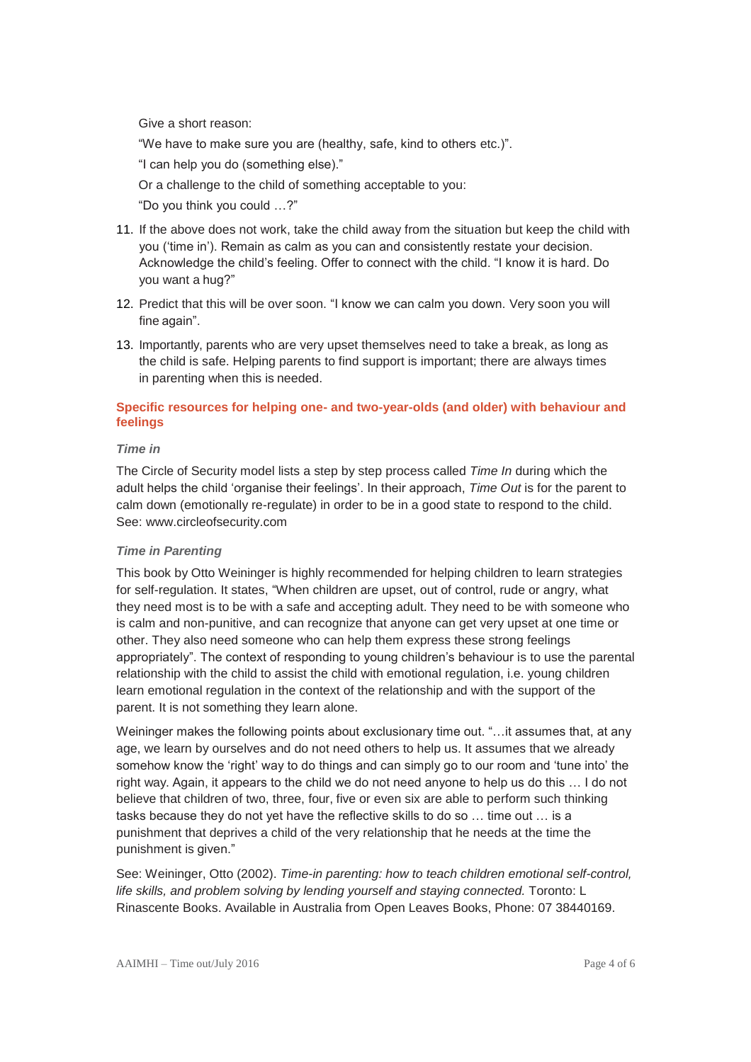Give a short reason:

"We have to make sure you are (healthy, safe, kind to others etc.)".

"I can help you do (something else)."

Or a challenge to the child of something acceptable to you:

"Do you think you could …?"

11. If the above does not work, take the child away from the situation but keep the child with you ('time in'). Remain as calm as you can and consistently restate your decision. Acknowledge the child's feeling. Offer to connect with the child. "I know it is hard. Do you want a hug?"
12. Predict that this will be over soon. "I know we can calm you down. Very soon you will fine again".
13. Importantly, parents who are very upset themselves need to take a break, as long as the child is safe. Helping parents to find support is important; there are always times in parenting when this is needed.

## Specific resources for helping one- and two-year-olds (and older) with behaviour and feelings

### *Time in*

The Circle of Security model lists a step by step process called *Time In* during which the adult helps the child 'organise their feelings'. In their approach, *Time Out* is for the parent to calm down (emotionally re-regulate) in order to be in a good state to respond to the child. See: www.circleofsecurity.com

### *Time in Parenting*

This book by Otto Weininger is highly recommended for helping children to learn strategies for self-regulation. It states, "When children are upset, out of control, rude or angry, what they need most is to be with a safe and accepting adult. They need to be with someone who is calm and non-punitive, and can recognize that anyone can get very upset at one time or other. They also need someone who can help them express these strong feelings appropriately". The context of responding to young children's behaviour is to use the parental relationship with the child to assist the child with emotional regulation, i.e. young children learn emotional regulation in the context of the relationship and with the support of the parent. It is not something they learn alone.

Weininger makes the following points about exclusionary time out. "…it assumes that, at any age, we learn by ourselves and do not need others to help us. It assumes that we already somehow know the 'right' way to do things and can simply go to our room and 'tune into' the right way. Again, it appears to the child we do not need anyone to help us do this … I do not believe that children of two, three, four, five or even six are able to perform such thinking tasks because they do not yet have the reflective skills to do so … time out … is a punishment that deprives a child of the very relationship that he needs at the time the punishment is given."

See: Weininger, Otto (2002). *Time-in parenting: how to teach children emotional self-control, life skills, and problem solving by lending yourself and staying connected.* Toronto: L Rinascente Books. Available in Australia from Open Leaves Books, Phone: 07 38440169.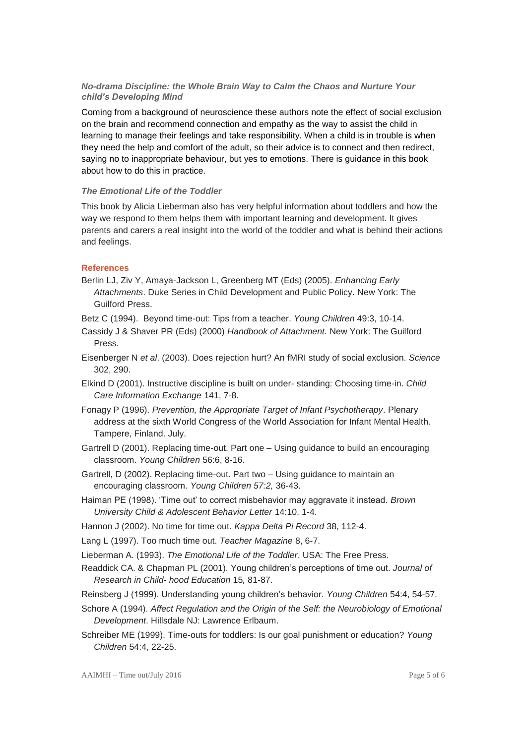### *No-drama Discipline: the Whole Brain Way to Calm the Chaos and Nurture Your child's Developing Mind*

Coming from a background of neuroscience these authors note the effect of social exclusion on the brain and recommend connection and empathy as the way to assist the child in learning to manage their feelings and take responsibility. When a child is in trouble is when they need the help and comfort of the adult, so their advice is to connect and then redirect, saying no to inappropriate behaviour, but yes to emotions. There is guidance in this book about how to do this in practice.

### *The Emotional Life of the Toddler*

This book by Alicia Lieberman also has very helpful information about toddlers and how the way we respond to them helps them with important learning and development. It gives parents and carers a real insight into the world of the toddler and what is behind their actions and feelings.

## References

Berlin LJ, Ziv Y, Amaya-Jackson L, Greenberg MT (Eds) (2005). *Enhancing Early Attachments*. Duke Series in Child Development and Public Policy. New York: The Guilford Press.

Betz C (1994). Beyond time-out: Tips from a teacher. *Young Children* 49:3, 10-14.

Cassidy J & Shaver PR (Eds) (2000) *Handbook of Attachment.* New York: The Guilford Press.

Eisenberger N *et al*. (2003). Does rejection hurt? An fMRI study of social exclusion. *Science* 302, 290.

Elkind D (2001). Instructive discipline is built on under- standing: Choosing time-in. *Child Care Information Exchange* 141, 7-8.

Fonagy P (1996). *Prevention, the Appropriate Target of Infant Psychotherapy*. Plenary address at the sixth World Congress of the World Association for Infant Mental Health. Tampere, Finland. July.

Gartrell D (2001). Replacing time-out. Part one – Using guidance to build an encouraging classroom. *Young Children* 56:6, 8-16.

Gartrell, D (2002). Replacing time-out. Part two – Using guidance to maintain an encouraging classroom. *Young Children 57:2,* 36-43.

Haiman PE (1998). 'Time out' to correct misbehavior may aggravate it instead. *Brown University Child & Adolescent Behavior Letter* 14:10, 1-4.

Hannon J (2002). No time for time out. *Kappa Delta Pi Record* 38, 112-4.

Lang L (1997). Too much time out. *Teacher Magazine* 8, 6-7.

Lieberman A. (1993). *The Emotional Life of the Toddler*. USA: The Free Press.

Readdick CA. & Chapman PL (2001). Young children's perceptions of time out. *Journal of Research in Child- hood Education* 15*,* 81-87.

Reinsberg J (1999). Understanding young children's behavior. *Young Children* 54:4, 54-57.

Schore A (1994). *Affect Regulation and the Origin of the Self: the Neurobiology of Emotional Development*. Hillsdale NJ: Lawrence Erlbaum.

Schreiber ME (1999). Time-outs for toddlers: Is our goal punishment or education? *Young Children* 54:4, 22-25.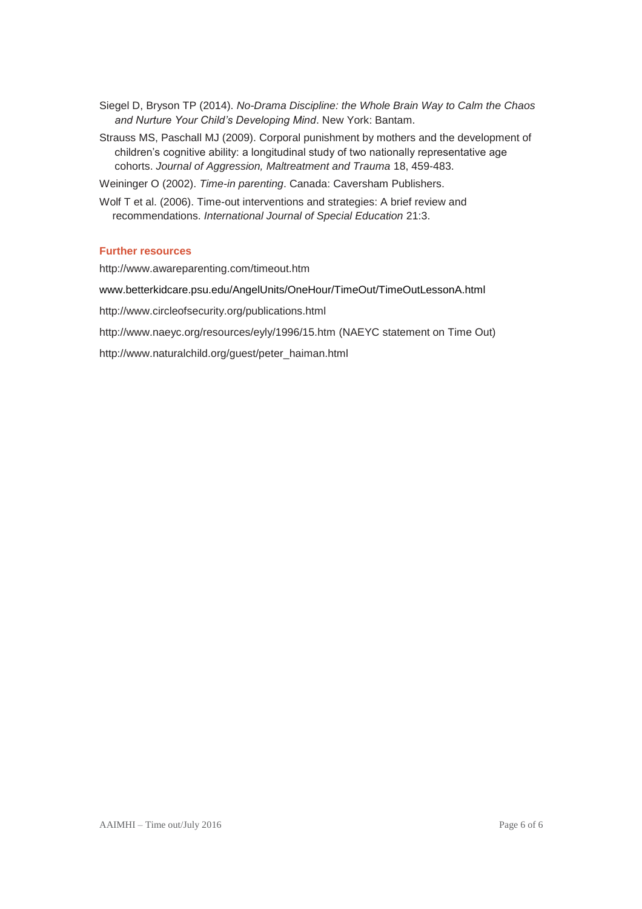Siegel D, Bryson TP (2014). *No-Drama Discipline: the Whole Brain Way to Calm the Chaos and Nurture Your Child's Developing Mind*. New York: Bantam.

Strauss MS, Paschall MJ (2009). Corporal punishment by mothers and the development of children's cognitive ability: a longitudinal study of two nationally representative age cohorts. *Journal of Aggression, Maltreatment and Trauma* 18, 459-483.

Weininger O (2002). *Time-in parenting*. Canada: Caversham Publishers.

Wolf T et al. (2006). Time-out interventions and strategies: A brief review and recommendations. *International Journal of Special Education* 21:3.

### Further resources

http://www.awareparenting.com/timeout.htm

www.betterkidcare.psu.edu/AngelUnits/OneHour/TimeOut/TimeOutLessonA.html

http://www.circleofsecurity.org/publications.html

http://www.naeyc.org/resources/eyly/1996/15.htm (NAEYC statement on Time Out)

http://www.naturalchild.org/guest/peter_haiman.html